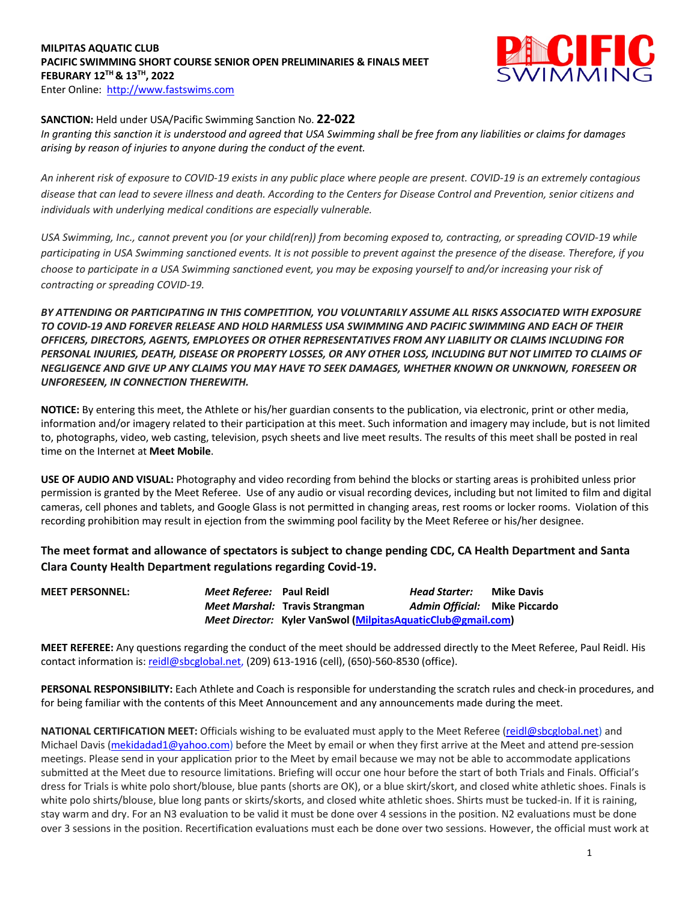**MILPITAS AQUATIC CLUB**
**PACIFIC SWIMMING SHORT COURSE SENIOR OPEN PRELIMINARIES & FINALS MEET**
**FEBURARY 12TH & 13TH, 2022**
Enter Online: http://www.fastswims.com

**SANCTION:** Held under USA/Pacific Swimming Sanction No. **22-022**
*In granting this sanction it is understood and agreed that USA Swimming shall be free from any liabilities or claims for damages arising by reason of injuries to anyone during the conduct of the event.*

*An inherent risk of exposure to COVID-19 exists in any public place where people are present. COVID-19 is an extremely contagious disease that can lead to severe illness and death. According to the Centers for Disease Control and Prevention, senior citizens and individuals with underlying medical conditions are especially vulnerable.*

*USA Swimming, Inc., cannot prevent you (or your child(ren)) from becoming exposed to, contracting, or spreading COVID-19 while participating in USA Swimming sanctioned events. It is not possible to prevent against the presence of the disease. Therefore, if you choose to participate in a USA Swimming sanctioned event, you may be exposing yourself to and/or increasing your risk of contracting or spreading COVID-19.*

***BY ATTENDING OR PARTICIPATING IN THIS COMPETITION, YOU VOLUNTARILY ASSUME ALL RISKS ASSOCIATED WITH EXPOSURE TO COVID-19 AND FOREVER RELEASE AND HOLD HARMLESS USA SWIMMING AND PACIFIC SWIMMING AND EACH OF THEIR OFFICERS, DIRECTORS, AGENTS, EMPLOYEES OR OTHER REPRESENTATIVES FROM ANY LIABILITY OR CLAIMS INCLUDING FOR PERSONAL INJURIES, DEATH, DISEASE OR PROPERTY LOSSES, OR ANY OTHER LOSS, INCLUDING BUT NOT LIMITED TO CLAIMS OF NEGLIGENCE AND GIVE UP ANY CLAIMS YOU MAY HAVE TO SEEK DAMAGES, WHETHER KNOWN OR UNKNOWN, FORESEEN OR UNFORESEEN, IN CONNECTION THEREWITH.***

**NOTICE:** By entering this meet, the Athlete or his/her guardian consents to the publication, via electronic, print or other media, information and/or imagery related to their participation at this meet. Such information and imagery may include, but is not limited to, photographs, video, web casting, television, psych sheets and live meet results. The results of this meet shall be posted in real time on the Internet at **Meet Mobile**.

**USE OF AUDIO AND VISUAL:** Photography and video recording from behind the blocks or starting areas is prohibited unless prior permission is granted by the Meet Referee. Use of any audio or visual recording devices, including but not limited to film and digital cameras, cell phones and tablets, and Google Glass is not permitted in changing areas, rest rooms or locker rooms. Violation of this recording prohibition may result in ejection from the swimming pool facility by the Meet Referee or his/her designee.

**The meet format and allowance of spectators is subject to change pending CDC, CA Health Department and Santa Clara County Health Department regulations regarding Covid-19.**

**MEET PERSONNEL:**
*Meet Referee:* **Paul Reidl** *Head Starter:* **Mike Davis**
*Meet Marshal:* **Travis Strangman** *Admin Official:* **Mike Piccardo**
*Meet Director:* **Kyler VanSwol (MilpitasAquaticClub@gmail.com)**

**MEET REFEREE:** Any questions regarding the conduct of the meet should be addressed directly to the Meet Referee, Paul Reidl. His contact information is: reidl@sbcglobal.net, (209) 613-1916 (cell), (650)-560-8530 (office).

**PERSONAL RESPONSIBILITY:** Each Athlete and Coach is responsible for understanding the scratch rules and check-in procedures, and for being familiar with the contents of this Meet Announcement and any announcements made during the meet.

**NATIONAL CERTIFICATION MEET:** Officials wishing to be evaluated must apply to the Meet Referee (reidl@sbcglobal.net) and Michael Davis (mekidadad1@yahoo.com) before the Meet by email or when they first arrive at the Meet and attend pre-session meetings. Please send in your application prior to the Meet by email because we may not be able to accommodate applications submitted at the Meet due to resource limitations. Briefing will occur one hour before the start of both Trials and Finals. Official's dress for Trials is white polo short/blouse, blue pants (shorts are OK), or a blue skirt/skort, and closed white athletic shoes. Finals is white polo shirts/blouse, blue long pants or skirts/skorts, and closed white athletic shoes. Shirts must be tucked-in. If it is raining, stay warm and dry. For an N3 evaluation to be valid it must be done over 4 sessions in the position. N2 evaluations must be done over 3 sessions in the position. Recertification evaluations must each be done over two sessions. However, the official must work at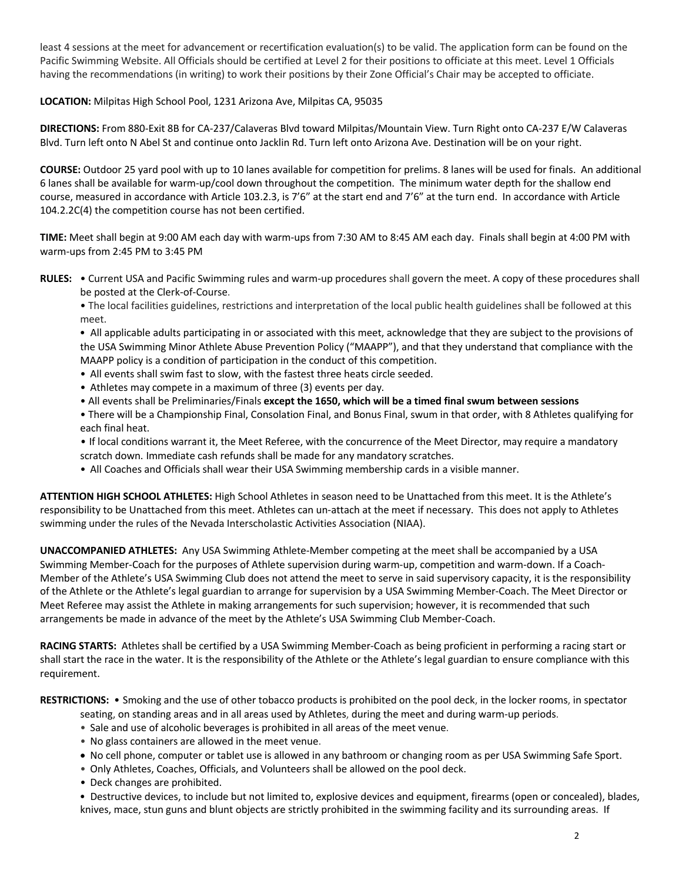least 4 sessions at the meet for advancement or recertification evaluation(s) to be valid. The application form can be found on the Pacific Swimming Website. All Officials should be certified at Level 2 for their positions to officiate at this meet. Level 1 Officials having the recommendations (in writing) to work their positions by their Zone Official's Chair may be accepted to officiate.

**LOCATION:** Milpitas High School Pool, 1231 Arizona Ave, Milpitas CA, 95035

**DIRECTIONS:** From 880-Exit 8B for CA-237/Calaveras Blvd toward Milpitas/Mountain View. Turn Right onto CA-237 E/W Calaveras Blvd. Turn left onto N Abel St and continue onto Jacklin Rd. Turn left onto Arizona Ave. Destination will be on your right.

**COURSE:** Outdoor 25 yard pool with up to 10 lanes available for competition for prelims. 8 lanes will be used for finals. An additional 6 lanes shall be available for warm-up/cool down throughout the competition. The minimum water depth for the shallow end course, measured in accordance with Article 103.2.3, is 7'6" at the start end and 7'6" at the turn end. In accordance with Article 104.2.2C(4) the competition course has not been certified.

**TIME:** Meet shall begin at 9:00 AM each day with warm-ups from 7:30 AM to 8:45 AM each day. Finals shall begin at 4:00 PM with warm-ups from 2:45 PM to 3:45 PM

**RULES:**
- Current USA and Pacific Swimming rules and warm-up procedures shall govern the meet. A copy of these procedures shall be posted at the Clerk-of-Course.
- The local facilities guidelines, restrictions and interpretation of the local public health guidelines shall be followed at this meet.
- All applicable adults participating in or associated with this meet, acknowledge that they are subject to the provisions of the USA Swimming Minor Athlete Abuse Prevention Policy ("MAAPP"), and that they understand that compliance with the MAAPP policy is a condition of participation in the conduct of this competition.
- All events shall swim fast to slow, with the fastest three heats circle seeded.
- Athletes may compete in a maximum of three (3) events per day.
- All events shall be Preliminaries/Finals **except the 1650, which will be a timed final swum between sessions**
- There will be a Championship Final, Consolation Final, and Bonus Final, swum in that order, with 8 Athletes qualifying for each final heat.
- If local conditions warrant it, the Meet Referee, with the concurrence of the Meet Director, may require a mandatory scratch down. Immediate cash refunds shall be made for any mandatory scratches.
- All Coaches and Officials shall wear their USA Swimming membership cards in a visible manner.

**ATTENTION HIGH SCHOOL ATHLETES:** High School Athletes in season need to be Unattached from this meet. It is the Athlete's responsibility to be Unattached from this meet. Athletes can un-attach at the meet if necessary. This does not apply to Athletes swimming under the rules of the Nevada Interscholastic Activities Association (NIAA).

**UNACCOMPANIED ATHLETES:** Any USA Swimming Athlete-Member competing at the meet shall be accompanied by a USA Swimming Member-Coach for the purposes of Athlete supervision during warm-up, competition and warm-down. If a Coach-Member of the Athlete's USA Swimming Club does not attend the meet to serve in said supervisory capacity, it is the responsibility of the Athlete or the Athlete's legal guardian to arrange for supervision by a USA Swimming Member-Coach. The Meet Director or Meet Referee may assist the Athlete in making arrangements for such supervision; however, it is recommended that such arrangements be made in advance of the meet by the Athlete's USA Swimming Club Member-Coach.

**RACING STARTS:** Athletes shall be certified by a USA Swimming Member-Coach as being proficient in performing a racing start or shall start the race in the water. It is the responsibility of the Athlete or the Athlete's legal guardian to ensure compliance with this requirement.

**RESTRICTIONS:**
- Smoking and the use of other tobacco products is prohibited on the pool deck, in the locker rooms, in spectator seating, on standing areas and in all areas used by Athletes, during the meet and during warm-up periods.
- Sale and use of alcoholic beverages is prohibited in all areas of the meet venue.
- No glass containers are allowed in the meet venue.
- No cell phone, computer or tablet use is allowed in any bathroom or changing room as per USA Swimming Safe Sport.
- Only Athletes, Coaches, Officials, and Volunteers shall be allowed on the pool deck.
- Deck changes are prohibited.
- Destructive devices, to include but not limited to, explosive devices and equipment, firearms (open or concealed), blades, knives, mace, stun guns and blunt objects are strictly prohibited in the swimming facility and its surrounding areas. If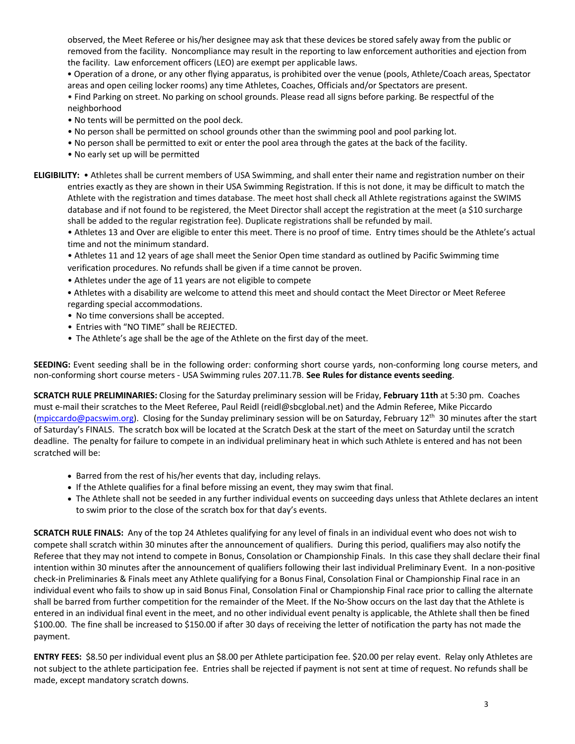observed, the Meet Referee or his/her designee may ask that these devices be stored safely away from the public or removed from the facility. Noncompliance may result in the reporting to law enforcement authorities and ejection from the facility. Law enforcement officers (LEO) are exempt per applicable laws.

- Operation of a drone, or any other flying apparatus, is prohibited over the venue (pools, Athlete/Coach areas, Spectator areas and open ceiling locker rooms) any time Athletes, Coaches, Officials and/or Spectators are present.
- Find Parking on street. No parking on school grounds. Please read all signs before parking. Be respectful of the neighborhood
- No tents will be permitted on the pool deck.
- No person shall be permitted on school grounds other than the swimming pool and pool parking lot.
- No person shall be permitted to exit or enter the pool area through the gates at the back of the facility.
- No early set up will be permitted

**ELIGIBILITY:**

- Athletes shall be current members of USA Swimming, and shall enter their name and registration number on their entries exactly as they are shown in their USA Swimming Registration. If this is not done, it may be difficult to match the Athlete with the registration and times database. The meet host shall check all Athlete registrations against the SWIMS database and if not found to be registered, the Meet Director shall accept the registration at the meet (a $10 surcharge shall be added to the regular registration fee). Duplicate registrations shall be refunded by mail.
- Athletes 13 and Over are eligible to enter this meet. There is no proof of time. Entry times should be the Athlete's actual time and not the minimum standard.
- Athletes 11 and 12 years of age shall meet the Senior Open time standard as outlined by Pacific Swimming time verification procedures. No refunds shall be given if a time cannot be proven.
- Athletes under the age of 11 years are not eligible to compete
- Athletes with a disability are welcome to attend this meet and should contact the Meet Director or Meet Referee regarding special accommodations.
- No time conversions shall be accepted.
- Entries with "NO TIME" shall be REJECTED.
- The Athlete's age shall be the age of the Athlete on the first day of the meet.

**SEEDING:** Event seeding shall be in the following order: conforming short course yards, non-conforming long course meters, and non-conforming short course meters - USA Swimming rules 207.11.7B. **See Rules for distance events seeding**.

**SCRATCH RULE PRELIMINARIES:** Closing for the Saturday preliminary session will be Friday, **February 11th** at 5:30 pm. Coaches must e-mail their scratches to the Meet Referee, Paul Reidl (reidl@sbcglobal.net) and the Admin Referee, Mike Piccardo (mpiccardo@pacswim.org). Closing for the Sunday preliminary session will be on Saturday, February 12th 30 minutes after the start of Saturday's FINALS. The scratch box will be located at the Scratch Desk at the start of the meet on Saturday until the scratch deadline. The penalty for failure to compete in an individual preliminary heat in which such Athlete is entered and has not been scratched will be:

- Barred from the rest of his/her events that day, including relays.
- If the Athlete qualifies for a final before missing an event, they may swim that final.
- The Athlete shall not be seeded in any further individual events on succeeding days unless that Athlete declares an intent to swim prior to the close of the scratch box for that day's events.

**SCRATCH RULE FINALS:** Any of the top 24 Athletes qualifying for any level of finals in an individual event who does not wish to compete shall scratch within 30 minutes after the announcement of qualifiers. During this period, qualifiers may also notify the Referee that they may not intend to compete in Bonus, Consolation or Championship Finals. In this case they shall declare their final intention within 30 minutes after the announcement of qualifiers following their last individual Preliminary Event. In a non-positive check-in Preliminaries & Finals meet any Athlete qualifying for a Bonus Final, Consolation Final or Championship Final race in an individual event who fails to show up in said Bonus Final, Consolation Final or Championship Final race prior to calling the alternate shall be barred from further competition for the remainder of the Meet. If the No-Show occurs on the last day that the Athlete is entered in an individual final event in the meet, and no other individual event penalty is applicable, the Athlete shall then be fined $100.00. The fine shall be increased to $150.00 if after 30 days of receiving the letter of notification the party has not made the payment.

**ENTRY FEES:** $8.50 per individual event plus an $8.00 per Athlete participation fee. $20.00 per relay event. Relay only Athletes are not subject to the athlete participation fee. Entries shall be rejected if payment is not sent at time of request. No refunds shall be made, except mandatory scratch downs.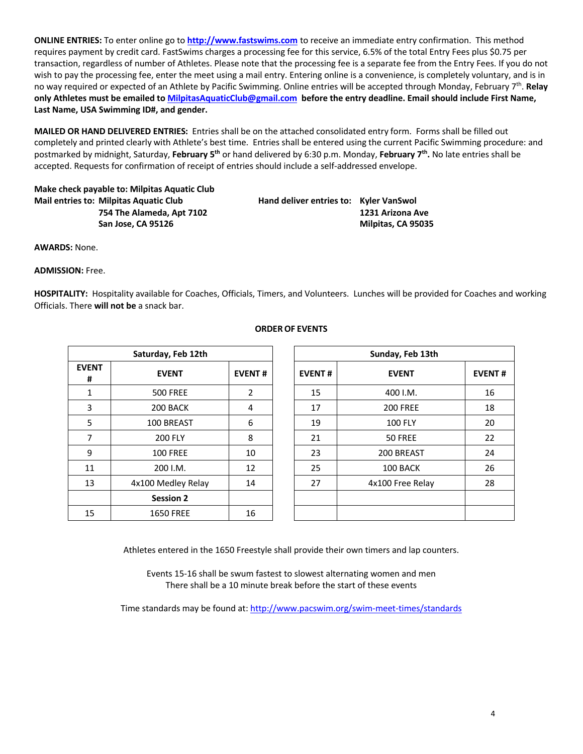**ONLINE ENTRIES:** To enter online go to **http://www.fastswims.com** to receive an immediate entry confirmation. This method requires payment by credit card. FastSwims charges a processing fee for this service, 6.5% of the total Entry Fees plus $0.75 per transaction, regardless of number of Athletes. Please note that the processing fee is a separate fee from the Entry Fees. If you do not wish to pay the processing fee, enter the meet using a mail entry. Entering online is a convenience, is completely voluntary, and is in no way required or expected of an Athlete by Pacific Swimming. Online entries will be accepted through Monday, February 7th. **Relay only Athletes must be emailed to MilpitasAquaticClub@gmail.com before the entry deadline. Email should include First Name, Last Name, USA Swimming ID#, and gender.**

**MAILED OR HAND DELIVERED ENTRIES:** Entries shall be on the attached consolidated entry form. Forms shall be filled out completely and printed clearly with Athlete's best time. Entries shall be entered using the current Pacific Swimming procedure: and postmarked by midnight, Saturday, **February 5th** or hand delivered by 6:30 p.m. Monday, **February 7th.** No late entries shall be accepted. Requests for confirmation of receipt of entries should include a self-addressed envelope.

**Make check payable to: Milpitas Aquatic Club**
**Mail entries to: Milpitas Aquatic Club**
**754 The Alameda, Apt 7102**
**San Jose, CA 95126**

**Hand deliver entries to: Kyler VanSwol**
**1231 Arizona Ave**
**Milpitas, CA 95035**

**AWARDS:** None.

**ADMISSION:** Free.

**HOSPITALITY:** Hospitality available for Coaches, Officials, Timers, and Volunteers. Lunches will be provided for Coaches and working Officials. There **will not be** a snack bar.

**ORDER OF EVENTS**

| Saturday, Feb 12th | | |
|---|---|---|
| **EVENT #** | **EVENT** | **EVENT #** |
| 1 | 500 FREE | 2 |
| 3 | 200 BACK | 4 |
| 5 | 100 BREAST | 6 |
| 7 | 200 FLY | 8 |
| 9 | 100 FREE | 10 |
| 11 | 200 I.M. | 12 |
| 13 | 4x100 Medley Relay | 14 |
| | **Session 2** | |
| 15 | 1650 FREE | 16 |

| Sunday, Feb 13th | | |
|---|---|---|
| **EVENT #** | **EVENT** | **EVENT #** |
| 15 | 400 I.M. | 16 |
| 17 | 200 FREE | 18 |
| 19 | 100 FLY | 20 |
| 21 | 50 FREE | 22 |
| 23 | 200 BREAST | 24 |
| 25 | 100 BACK | 26 |
| 27 | 4x100 Free Relay | 28 |
| | | |
| | | |

Athletes entered in the 1650 Freestyle shall provide their own timers and lap counters.

Events 15-16 shall be swum fastest to slowest alternating women and men
There shall be a 10 minute break before the start of these events

Time standards may be found at: http://www.pacswim.org/swim-meet-times/standards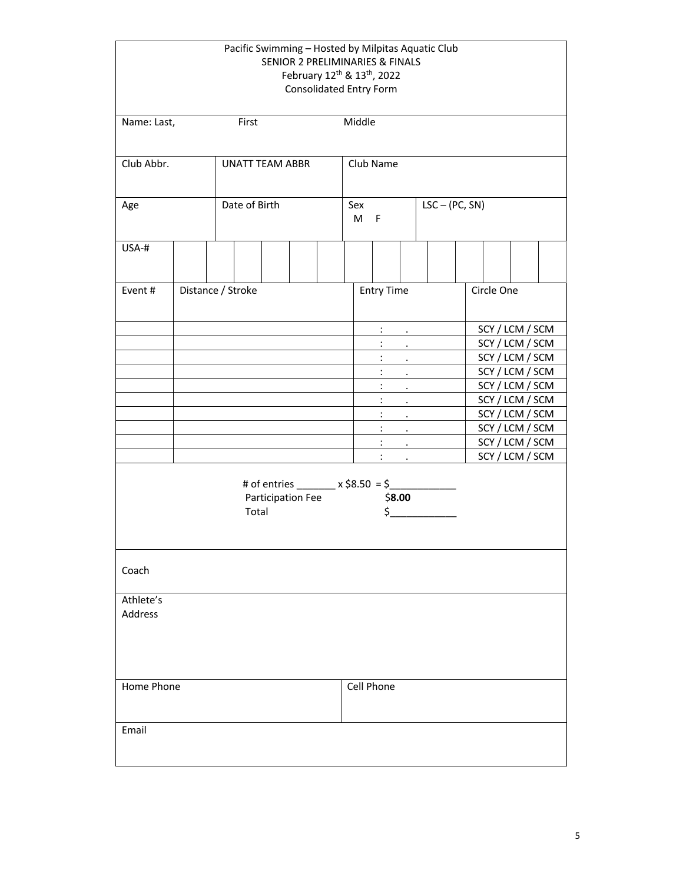Pacific Swimming – Hosted by Milpitas Aquatic Club

SENIOR 2 PRELIMINARIES & FINALS

February 12th & 13th, 2022

Consolidated Entry Form

| Name: Last, | First | Middle |
|---|---|---|

| Club Abbr. | UNATT TEAM ABBR | Club Name |
|---|---|---|

| Age | Date of Birth | Sex M F | LSC – (PC, SN) |
|---|---|---|---|

| USA-# | | | | | | | | | | | | | | |
|---|---|---|---|---|---|---|---|---|---|---|---|---|---|---|

| Event # | Distance / Stroke | Entry Time | Circle One |
|---|---|---|---|
| | | : . | SCY / LCM / SCM |
| | | : . | SCY / LCM / SCM |
| | | : . | SCY / LCM / SCM |
| | | : . | SCY / LCM / SCM |
| | | : . | SCY / LCM / SCM |
| | | : . | SCY / LCM / SCM |
| | | : . | SCY / LCM / SCM |
| | | : . | SCY / LCM / SCM |
| | | : . | SCY / LCM / SCM |
| | | : . | SCY / LCM / SCM |

# of entries _______ x $8.50 = $____________

Participation Fee $**8.00**

Total $____________

Coach

Athlete's Address

| Home Phone | Cell Phone |
|---|---|

Email